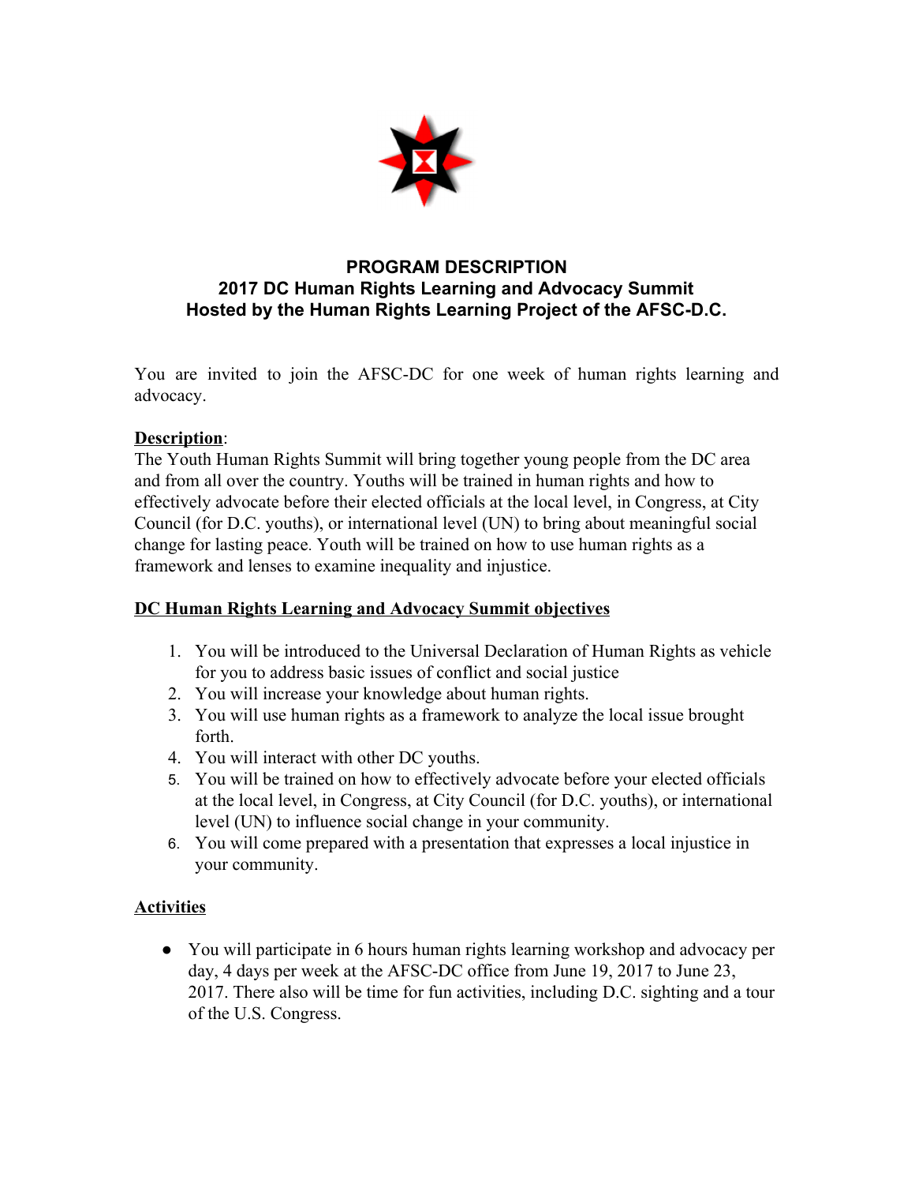# PROGRAM DESCRIPTION
## 2017 DC Human Rights Learning and Advocacy Summit
## Hosted by the Human Rights Learning Project of the AFSC-D.C.

You are invited to join the AFSC-DC for one week of human rights learning and advocacy.

**Description**:
The Youth Human Rights Summit will bring together young people from the DC area and from all over the country. Youths will be trained in human rights and how to effectively advocate before their elected officials at the local level, in Congress, at City Council (for D.C. youths), or international level (UN) to bring about meaningful social change for lasting peace. Youth will be trained on how to use human rights as a framework and lenses to examine inequality and injustice.

**DC Human Rights Learning and Advocacy Summit objectives**

1. You will be introduced to the Universal Declaration of Human Rights as vehicle for you to address basic issues of conflict and social justice
2. You will increase your knowledge about human rights.
3. You will use human rights as a framework to analyze the local issue brought forth.
4. You will interact with other DC youths.
5. You will be trained on how to effectively advocate before your elected officials at the local level, in Congress, at City Council (for D.C. youths), or international level (UN) to influence social change in your community.
6. You will come prepared with a presentation that expresses a local injustice in your community.

**Activities**

- You will participate in 6 hours human rights learning workshop and advocacy per day, 4 days per week at the AFSC-DC office from June 19, 2017 to June 23, 2017. There also will be time for fun activities, including D.C. sighting and a tour of the U.S. Congress.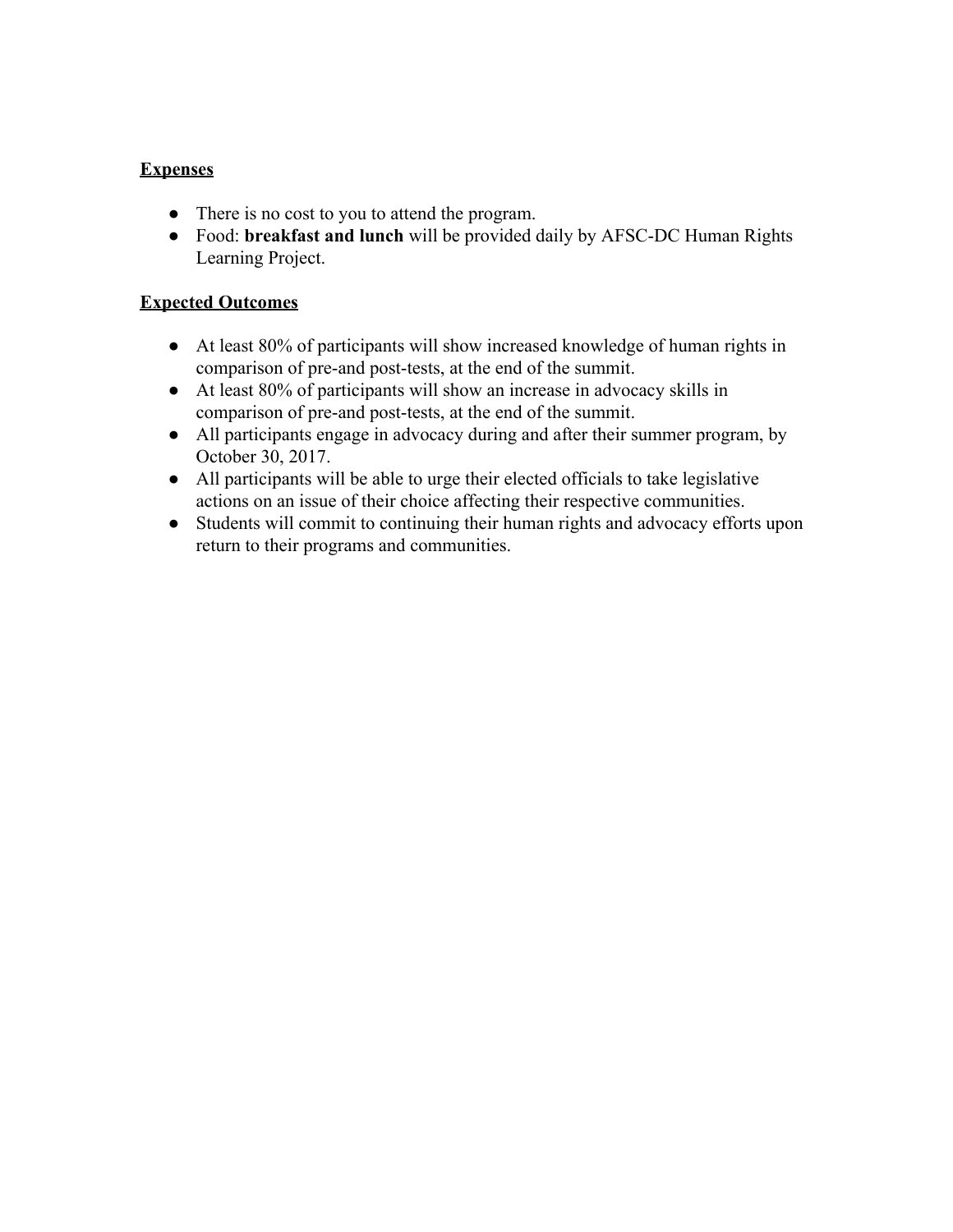**<u>Expenses</u>**

- There is no cost to you to attend the program.
- Food: **breakfast and lunch** will be provided daily by AFSC-DC Human Rights Learning Project.

**<u>Expected Outcomes</u>**

- At least 80% of participants will show increased knowledge of human rights in comparison of pre-and post-tests, at the end of the summit.
- At least 80% of participants will show an increase in advocacy skills in comparison of pre-and post-tests, at the end of the summit.
- All participants engage in advocacy during and after their summer program, by October 30, 2017.
- All participants will be able to urge their elected officials to take legislative actions on an issue of their choice affecting their respective communities.
- Students will commit to continuing their human rights and advocacy efforts upon return to their programs and communities.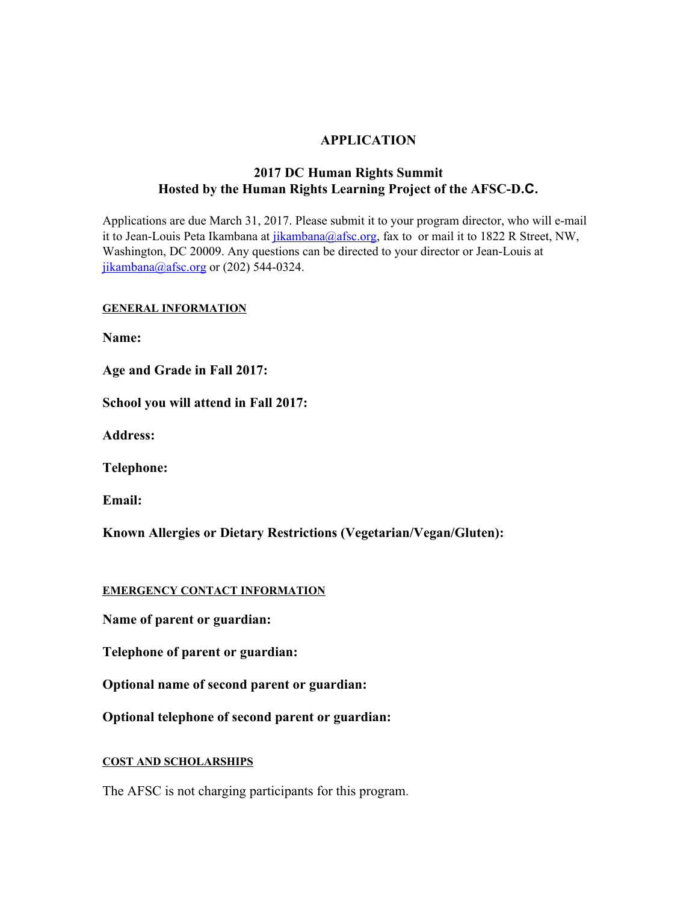# APPLICATION

## 2017 DC Human Rights Summit
## Hosted by the Human Rights Learning Project of the AFSC-D.C.

Applications are due March 31, 2017. Please submit it to your program director, who will e-mail it to Jean-Louis Peta Ikambana at jikambana@afsc.org, fax to  or mail it to 1822 R Street, NW, Washington, DC 20009. Any questions can be directed to your director or Jean-Louis at jikambana@afsc.org or (202) 544-0324.

### GENERAL INFORMATION

**Name:**

**Age and Grade in Fall 2017:**

**School you will attend in Fall 2017:**

**Address:**

**Telephone:**

**Email:**

**Known Allergies or Dietary Restrictions (Vegetarian/Vegan/Gluten):**

### EMERGENCY CONTACT INFORMATION

**Name of parent or guardian:**

**Telephone of parent or guardian:**

**Optional name of second parent or guardian:**

**Optional telephone of second parent or guardian:**

### COST AND SCHOLARSHIPS

The AFSC is not charging participants for this program.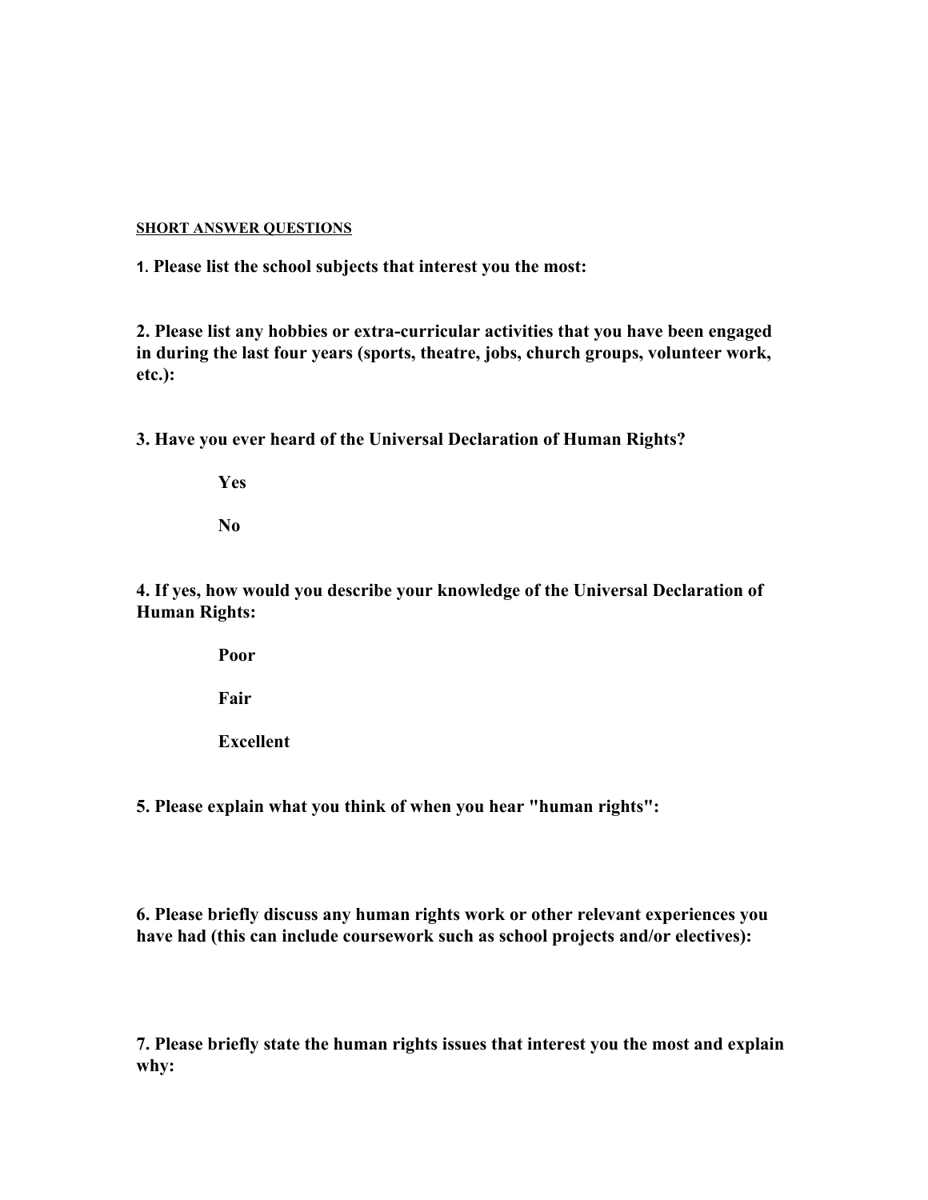<u>**SHORT ANSWER QUESTIONS**</u>

**1. Please list the school subjects that interest you the most:**

**2. Please list any hobbies or extra-curricular activities that you have been engaged in during the last four years (sports, theatre, jobs, church groups, volunteer work, etc.):**

**3. Have you ever heard of the Universal Declaration of Human Rights?**

**Yes**

**No**

**4. If yes, how would you describe your knowledge of the Universal Declaration of Human Rights:**

**Poor**

**Fair**

**Excellent**

**5. Please explain what you think of when you hear "human rights":**

**6. Please briefly discuss any human rights work or other relevant experiences you have had (this can include coursework such as school projects and/or electives):**

**7. Please briefly state the human rights issues that interest you the most and explain why:**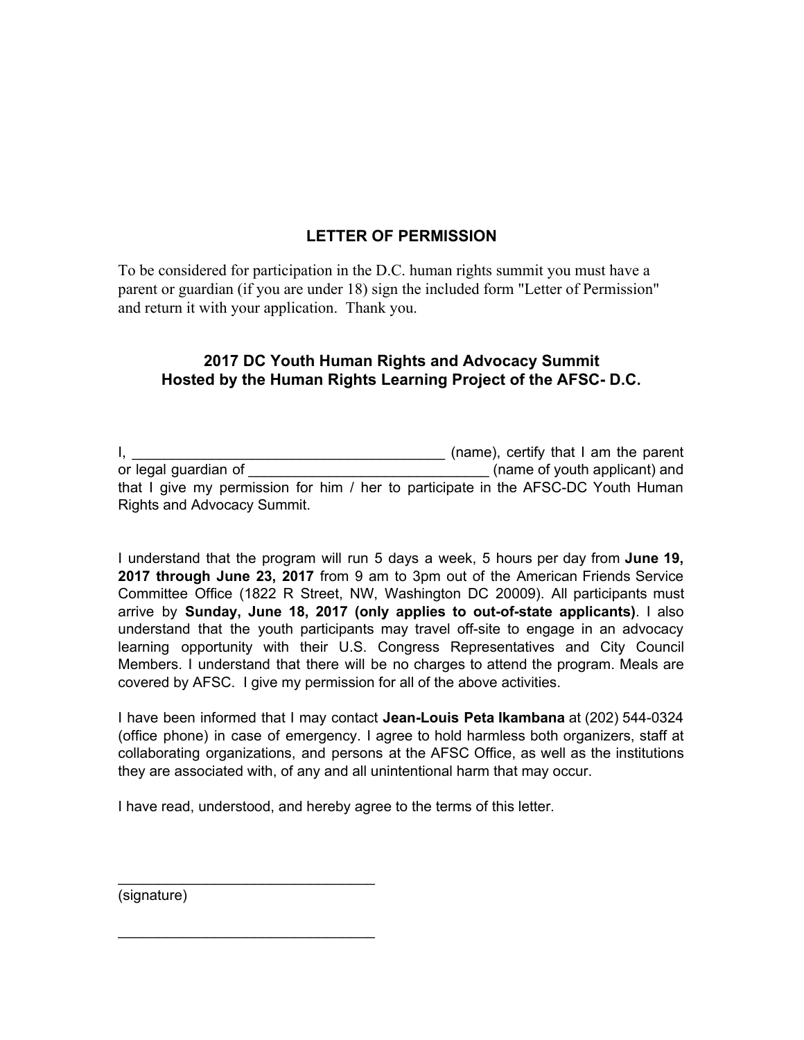# LETTER OF PERMISSION

To be considered for participation in the D.C. human rights summit you must have a parent or guardian (if you are under 18) sign the included form "Letter of Permission" and return it with your application. Thank you.

## 2017 DC Youth Human Rights and Advocacy Summit
## Hosted by the Human Rights Learning Project of the AFSC- D.C.

I, ________________________________________ (name), certify that I am the parent or legal guardian of ______________________________ (name of youth applicant) and that I give my permission for him / her to participate in the AFSC-DC Youth Human Rights and Advocacy Summit.

I understand that the program will run 5 days a week, 5 hours per day from **June 19, 2017 through June 23, 2017** from 9 am to 3pm out of the American Friends Service Committee Office (1822 R Street, NW, Washington DC 20009). All participants must arrive by **Sunday, June 18, 2017 (only applies to out-of-state applicants)**. I also understand that the youth participants may travel off-site to engage in an advocacy learning opportunity with their U.S. Congress Representatives and City Council Members. I understand that there will be no charges to attend the program. Meals are covered by AFSC. I give my permission for all of the above activities.

I have been informed that I may contact **Jean-Louis Peta Ikambana** at (202) 544-0324 (office phone) in case of emergency. I agree to hold harmless both organizers, staff at collaborating organizations, and persons at the AFSC Office, as well as the institutions they are associated with, of any and all unintentional harm that may occur.

I have read, understood, and hereby agree to the terms of this letter.

________________________________
(signature)

________________________________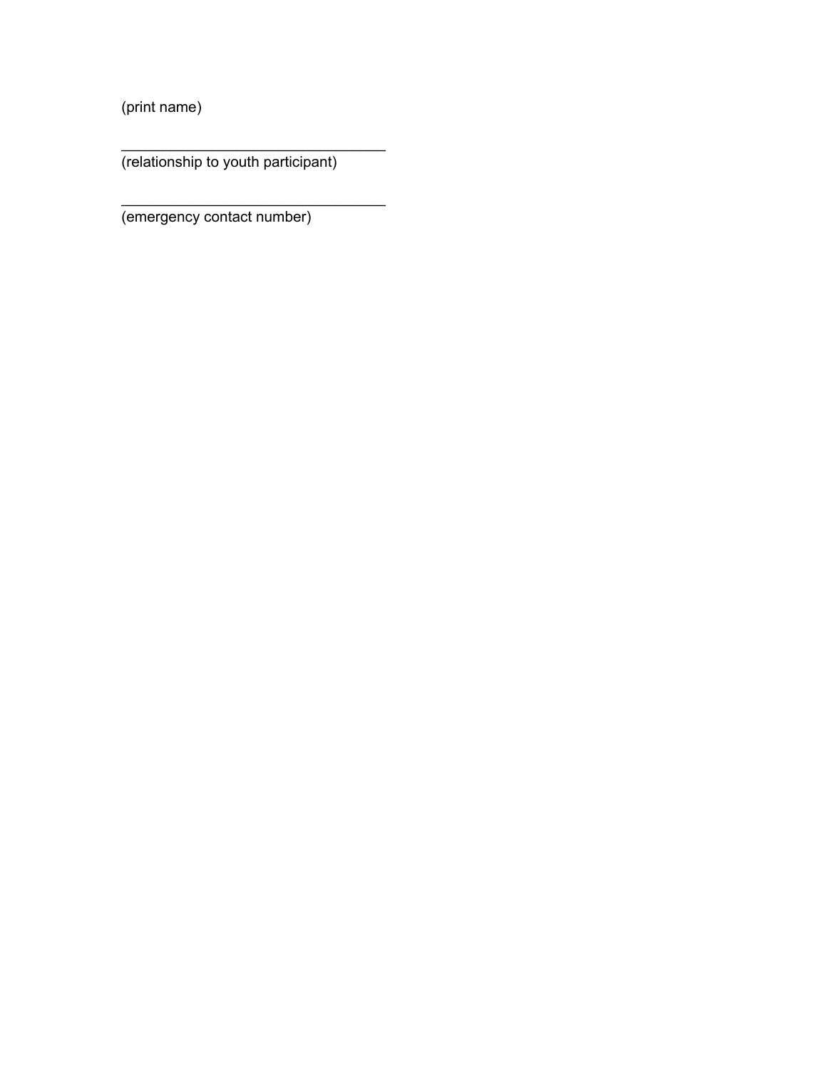(print name)

________________________________
(relationship to youth participant)

________________________________
(emergency contact number)